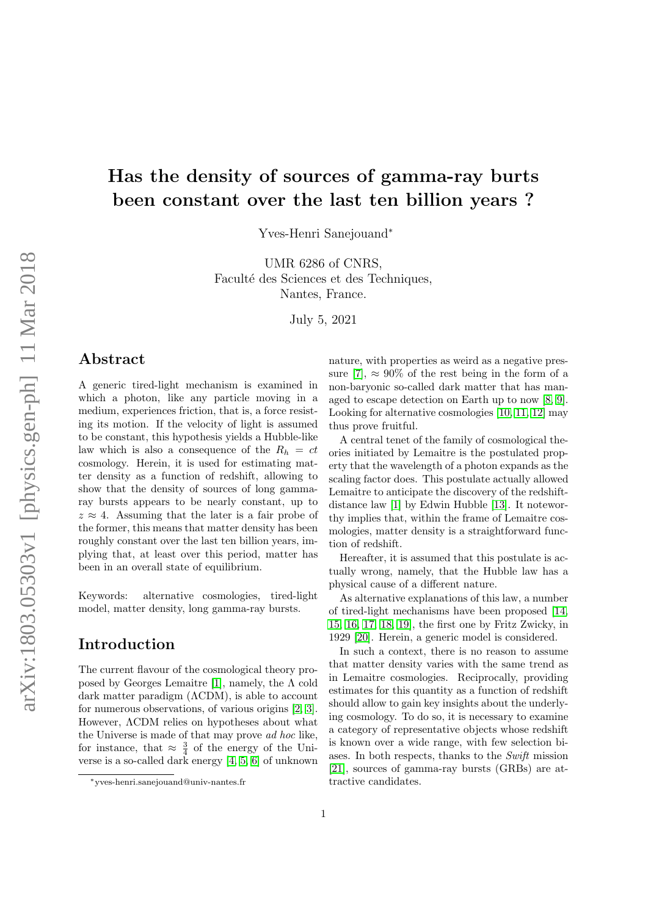# Has the density of sources of gamma-ray burts been constant over the last ten billion years ?

Yves-Henri Sanejouand*

UMR 6286 of CNRS,
Faculté des Sciences et des Techniques,
Nantes, France.

July 5, 2021

## Abstract

A generic tired-light mechanism is examined in which a photon, like any particle moving in a medium, experiences friction, that is, a force resisting its motion. If the velocity of light is assumed to be constant, this hypothesis yields a Hubble-like law which is also a consequence of the $R_h = ct$ cosmology. Herein, it is used for estimating matter density as a function of redshift, allowing to show that the density of sources of long gamma-ray bursts appears to be nearly constant, up to $z \approx 4$. Assuming that the later is a fair probe of the former, this means that matter density has been roughly constant over the last ten billion years, implying that, at least over this period, matter has been in an overall state of equilibrium.

Keywords: alternative cosmologies, tired-light model, matter density, long gamma-ray bursts.

## Introduction

The current flavour of the cosmological theory proposed by Georges Lemaitre [1], namely, the $\Lambda$ cold dark matter paradigm ($\Lambda$CDM), is able to account for numerous observations, of various origins [2, 3]. However, $\Lambda$CDM relies on hypotheses about what the Universe is made of that may prove *ad hoc* like, for instance, that $\approx \frac{3}{4}$ of the energy of the Universe is a so-called dark energy [4, 5, 6] of unknown nature, with properties as weird as a negative pressure [7], $\approx 90\%$ of the rest being in the form of a non-baryonic so-called dark matter that has managed to escape detection on Earth up to now [8, 9]. Looking for alternative cosmologies [10, 11, 12] may thus prove fruitful.

A central tenet of the family of cosmological theories initiated by Lemaitre is the postulated property that the wavelength of a photon expands as the scaling factor does. This postulate actually allowed Lemaitre to anticipate the discovery of the redshift-distance law [1] by Edwin Hubble [13]. It noteworthy implies that, within the frame of Lemaitre cosmologies, matter density is a straightforward function of redshift.

Hereafter, it is assumed that this postulate is actually wrong, namely, that the Hubble law has a physical cause of a different nature.

As alternative explanations of this law, a number of tired-light mechanisms have been proposed [14, 15, 16, 17, 18, 19], the first one by Fritz Zwicky, in 1929 [20]. Herein, a generic model is considered.

In such a context, there is no reason to assume that matter density varies with the same trend as in Lemaitre cosmologies. Reciprocally, providing estimates for this quantity as a function of redshift should allow to gain key insights about the underlying cosmology. To do so, it is necessary to examine a category of representative objects whose redshift is known over a wide range, with few selection biases. In both respects, thanks to the *Swift* mission [21], sources of gamma-ray bursts (GRBs) are attractive candidates.

*yves-henri.sanejouand@univ-nantes.fr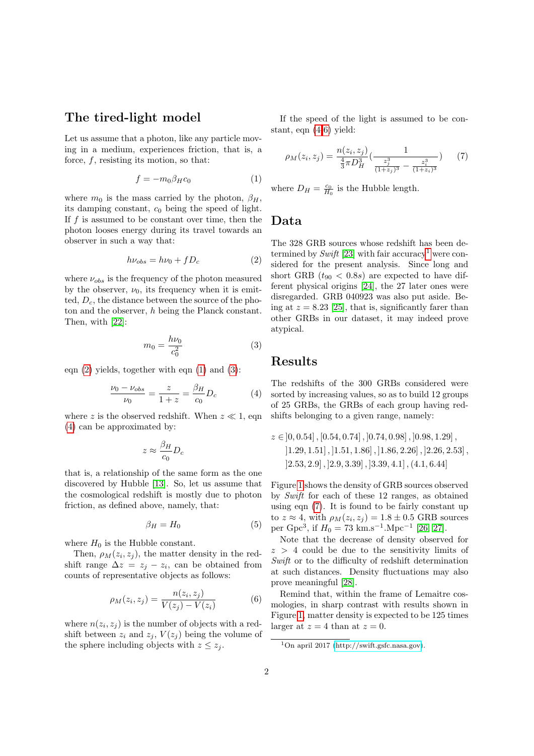## The tired-light model

Let us assume that a photon, like any particle moving in a medium, experiences friction, that is, a force, $f$, resisting its motion, so that:

$$f = -m_0 \beta_H c_0 \tag{1}$$

where $m_0$ is the mass carried by the photon, $\beta_H$, its damping constant, $c_0$ being the speed of light. If $f$ is assumed to be constant over time, then the photon looses energy during its travel towards an observer in such a way that:

$$h\nu_{obs} = h\nu_0 + f D_c \tag{2}$$

where $\nu_{obs}$ is the frequency of the photon measured by the observer, $\nu_0$, its frequency when it is emitted, $D_c$, the distance between the source of the photon and the observer, $h$ being the Planck constant. Then, with [22]:

$$m_0 = \frac{h\nu_0}{c_0^2} \tag{3}$$

eqn (2) yields, together with eqn (1) and (3):

$$\frac{\nu_0 - \nu_{obs}}{\nu_0} = \frac{z}{1+z} = \frac{\beta_H}{c_0} D_c \tag{4}$$

where $z$ is the observed redshift. When $z \ll 1$, eqn (4) can be approximated by:

$$z \approx \frac{\beta_H}{c_0} D_c$$

that is, a relationship of the same form as the one discovered by Hubble [13]. So, let us assume that the cosmological redshift is mostly due to photon friction, as defined above, namely, that:

$$\beta_H = H_0 \tag{5}$$

where $H_0$ is the Hubble constant.

Then, $\rho_M(z_i, z_j)$, the matter density in the redshift range $\Delta z = z_j - z_i$, can be obtained from counts of representative objects as follows:

$$\rho_M(z_i, z_j) = \frac{n(z_i, z_j)}{V(z_j) - V(z_i)} \tag{6}$$

where $n(z_i, z_j)$ is the number of objects with a redshift between $z_i$ and $z_j$, $V(z_j)$ being the volume of the sphere including objects with $z \leq z_j$.

If the speed of the light is assumed to be constant, eqn (4,6) yield:

$$\rho_M(z_i, z_j) = \frac{n(z_i, z_j)}{\frac{4}{3}\pi D_H^3} \left( \frac{1}{\frac{z_j^3}{(1+z_j)^3} - \frac{z_i^3}{(1+z_i)^3}} \right) \tag{7}$$

where $D_H = \frac{c_0}{H_0}$ is the Hubble length.

## Data

The 328 GRB sources whose redshift has been determined by *Swift* [23] with fair accuracy[1] were considered for the present analysis. Since long and short GRB ($t_{90} < 0.8s$) are expected to have different physical origins [24], the 27 later ones were disregarded. GRB 040923 was also put aside. Being at $z = 8.23$ [25], that is, significantly farer than other GRBs in our dataset, it may indeed prove atypical.

## Results

The redshifts of the 300 GRBs considered were sorted by increasing values, so as to build 12 groups of 25 GRBs, the GRBs of each group having redshifts belonging to a given range, namely:

$$z \in ]0, 0.54], [0.54, 0.74], ]0.74, 0.98], ]0.98, 1.29], \\ ]1.29, 1.51], ]1.51, 1.86], ]1.86, 2.26], ]2.26, 2.53], \\ ]2.53, 2.9], ]2.9, 3.39], ]3.39, 4.1], (4.1, 6.44]$$

Figure 1 shows the density of GRB sources observed by *Swift* for each of these 12 ranges, as obtained using eqn (7). It is found to be fairly constant up to $z \approx 4$, with $\rho_M(z_i, z_j) = 1.8 \pm 0.5$ GRB sources per Gpc$^3$, if $H_0 = 73$ km.s$^{-1}$.Mpc$^{-1}$ [26, 27].

Note that the decrease of density observed for $z > 4$ could be due to the sensitivity limits of *Swift* or to the difficulty of redshift determination at such distances. Density fluctuations may also prove meaningful [28].

Remind that, within the frame of Lemaitre cosmologies, in sharp contrast with results shown in Figure 1, matter density is expected to be 125 times larger at $z = 4$ than at $z = 0$.

[1] On april 2017 (http://swift.gsfc.nasa.gov).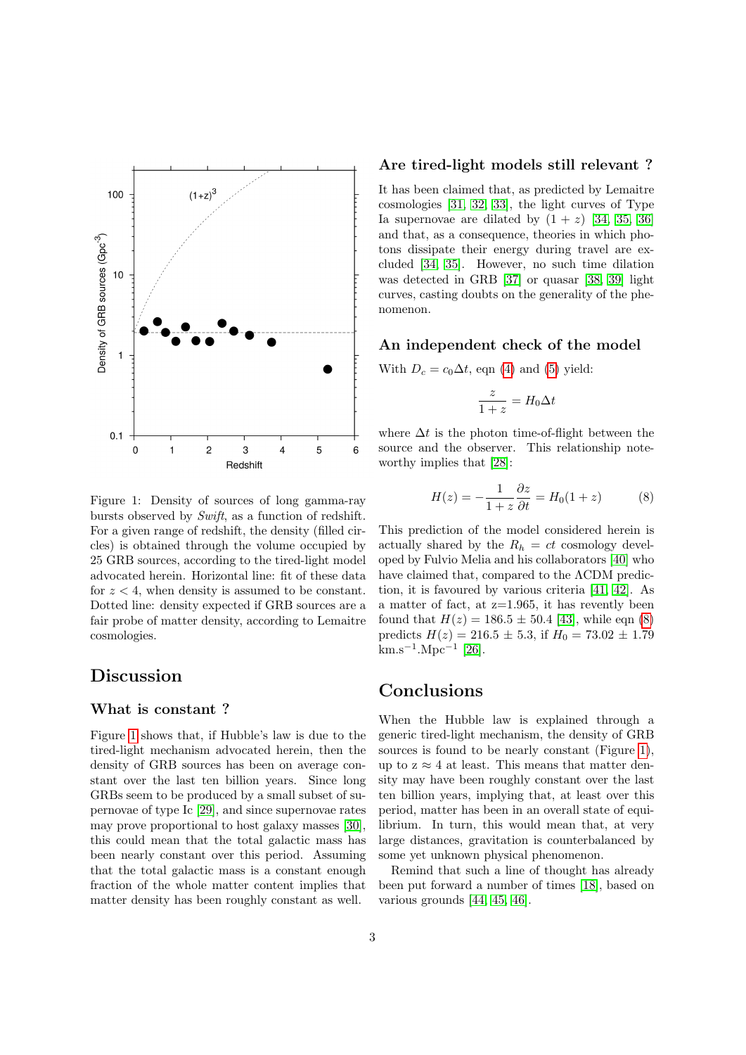Figure 1: Density of sources of long gamma-ray bursts observed by *Swift*, as a function of redshift. For a given range of redshift, the density (filled circles) is obtained through the volume occupied by 25 GRB sources, according to the tired-light model advocated herein. Horizontal line: fit of these data for $z < 4$, when density is assumed to be constant. Dotted line: density expected if GRB sources are a fair probe of matter density, according to Lemaitre cosmologies.

# Discussion

## What is constant ?

Figure 1 shows that, if Hubble's law is due to the tired-light mechanism advocated herein, then the density of GRB sources has been on average constant over the last ten billion years. Since long GRBs seem to be produced by a small subset of supernovae of type Ic [29], and since supernovae rates may prove proportional to host galaxy masses [30], this could mean that the total galactic mass has been nearly constant over this period. Assuming that the total galactic mass is a constant enough fraction of the whole matter content implies that matter density has been roughly constant as well.

## Are tired-light models still relevant ?

It has been claimed that, as predicted by Lemaitre cosmologies [31, 32, 33], the light curves of Type Ia supernovae are dilated by $(1 + z)$ [34, 35, 36] and that, as a consequence, theories in which photons dissipate their energy during travel are excluded [34, 35]. However, no such time dilation was detected in GRB [37] or quasar [38, 39] light curves, casting doubts on the generality of the phenomenon.

## An independent check of the model

With $D_c = c_0 \Delta t$, eqn (4) and (5) yield:

$$\frac{z}{1+z} = H_0 \Delta t$$

where $\Delta t$ is the photon time-of-flight between the source and the observer. This relationship noteworthy implies that [28]:

$$H(z) = -\frac{1}{1+z}\frac{\partial z}{\partial t} = H_0(1+z) \qquad (8)$$

This prediction of the model considered herein is actually shared by the $R_h = ct$ cosmology developed by Fulvio Melia and his collaborators [40] who have claimed that, compared to the ΛCDM prediction, it is favoured by various criteria [41, 42]. As a matter of fact, at z=1.965, it has revently been found that $H(z) = 186.5 \pm 50.4$ [43], while eqn (8) predicts $H(z) = 216.5 \pm 5.3$, if $H_0 = 73.02 \pm 1.79$ km.s$^{-1}$.Mpc$^{-1}$ [26].

# Conclusions

When the Hubble law is explained through a generic tired-light mechanism, the density of GRB sources is found to be nearly constant (Figure 1), up to z ≈ 4 at least. This means that matter density may have been roughly constant over the last ten billion years, implying that, at least over this period, matter has been in an overall state of equilibrium. In turn, this would mean that, at very large distances, gravitation is counterbalanced by some yet unknown physical phenomenon.

Remind that such a line of thought has already been put forward a number of times [18], based on various grounds [44, 45, 46].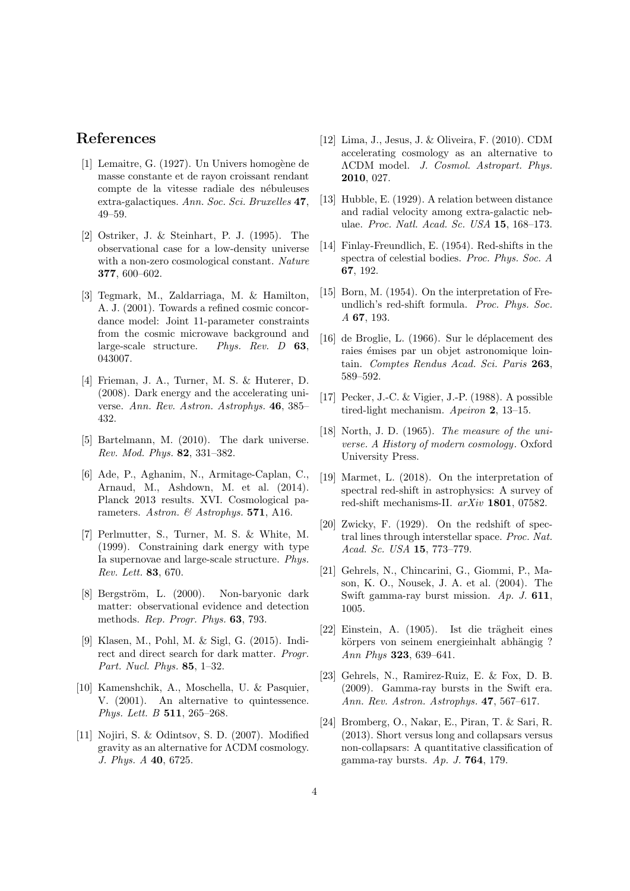## References

[1] Lemaitre, G. (1927). Un Univers homogène de masse constante et de rayon croissant rendant compte de la vitesse radiale des nébuleuses extra-galactiques. *Ann. Soc. Sci. Bruxelles* **47**, 49–59.

[2] Ostriker, J. & Steinhart, P. J. (1995). The observational case for a low-density universe with a non-zero cosmological constant. *Nature* **377**, 600–602.

[3] Tegmark, M., Zaldarriaga, M. & Hamilton, A. J. (2001). Towards a refined cosmic concordance model: Joint 11-parameter constraints from the cosmic microwave background and large-scale structure. *Phys. Rev. D* **63**, 043007.

[4] Frieman, J. A., Turner, M. S. & Huterer, D. (2008). Dark energy and the accelerating universe. *Ann. Rev. Astron. Astrophys.* **46**, 385–432.

[5] Bartelmann, M. (2010). The dark universe. *Rev. Mod. Phys.* **82**, 331–382.

[6] Ade, P., Aghanim, N., Armitage-Caplan, C., Arnaud, M., Ashdown, M. et al. (2014). Planck 2013 results. XVI. Cosmological parameters. *Astron. & Astrophys.* **571**, A16.

[7] Perlmutter, S., Turner, M. S. & White, M. (1999). Constraining dark energy with type Ia supernovae and large-scale structure. *Phys. Rev. Lett.* **83**, 670.

[8] Bergström, L. (2000). Non-baryonic dark matter: observational evidence and detection methods. *Rep. Progr. Phys.* **63**, 793.

[9] Klasen, M., Pohl, M. & Sigl, G. (2015). Indirect and direct search for dark matter. *Progr. Part. Nucl. Phys.* **85**, 1–32.

[10] Kamenshchik, A., Moschella, U. & Pasquier, V. (2001). An alternative to quintessence. *Phys. Lett. B* **511**, 265–268.

[11] Nojiri, S. & Odintsov, S. D. (2007). Modified gravity as an alternative for ΛCDM cosmology. *J. Phys. A* **40**, 6725.

[12] Lima, J., Jesus, J. & Oliveira, F. (2010). CDM accelerating cosmology as an alternative to ΛCDM model. *J. Cosmol. Astropart. Phys.* **2010**, 027.

[13] Hubble, E. (1929). A relation between distance and radial velocity among extra-galactic nebulae. *Proc. Natl. Acad. Sc. USA* **15**, 168–173.

[14] Finlay-Freundlich, E. (1954). Red-shifts in the spectra of celestial bodies. *Proc. Phys. Soc. A* **67**, 192.

[15] Born, M. (1954). On the interpretation of Freundlich's red-shift formula. *Proc. Phys. Soc. A* **67**, 193.

[16] de Broglie, L. (1966). Sur le déplacement des raies émises par un objet astronomique lointain. *Comptes Rendus Acad. Sci. Paris* **263**, 589–592.

[17] Pecker, J.-C. & Vigier, J.-P. (1988). A possible tired-light mechanism. *Apeiron* **2**, 13–15.

[18] North, J. D. (1965). *The measure of the universe. A History of modern cosmology*. Oxford University Press.

[19] Marmet, L. (2018). On the interpretation of spectral red-shift in astrophysics: A survey of red-shift mechanisms-II. *arXiv* **1801**, 07582.

[20] Zwicky, F. (1929). On the redshift of spectral lines through interstellar space. *Proc. Nat. Acad. Sc. USA* **15**, 773–779.

[21] Gehrels, N., Chincarini, G., Giommi, P., Mason, K. O., Nousek, J. A. et al. (2004). The Swift gamma-ray burst mission. *Ap. J.* **611**, 1005.

[22] Einstein, A. (1905). Ist die trägheit eines körpers von seinem energieinhalt abhängig ? *Ann Phys* **323**, 639–641.

[23] Gehrels, N., Ramirez-Ruiz, E. & Fox, D. B. (2009). Gamma-ray bursts in the Swift era. *Ann. Rev. Astron. Astrophys.* **47**, 567–617.

[24] Bromberg, O., Nakar, E., Piran, T. & Sari, R. (2013). Short versus long and collapsars versus non-collapsars: A quantitative classification of gamma-ray bursts. *Ap. J.* **764**, 179.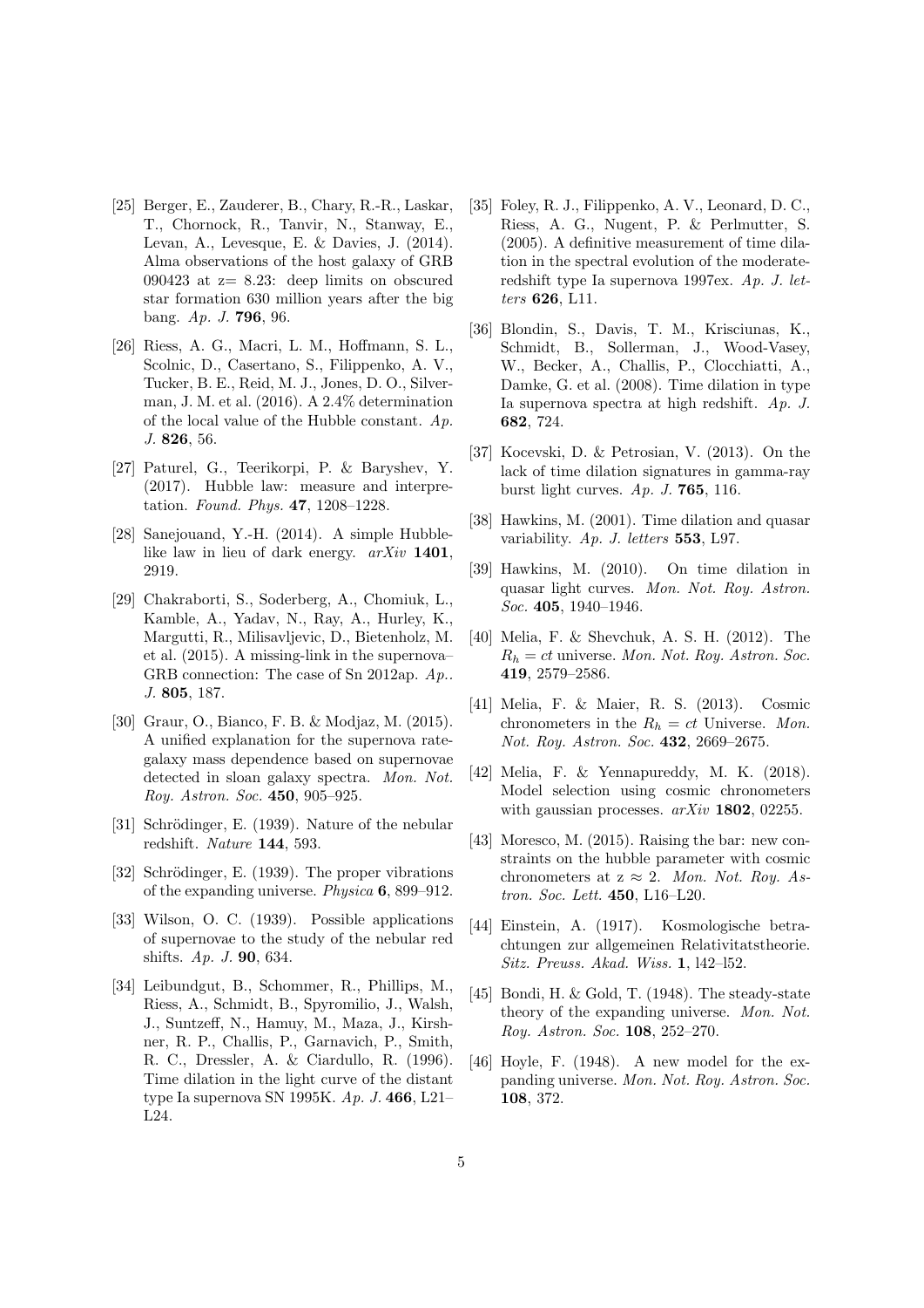[25] Berger, E., Zauderer, B., Chary, R.-R., Laskar, T., Chornock, R., Tanvir, N., Stanway, E., Levan, A., Levesque, E. & Davies, J. (2014). Alma observations of the host galaxy of GRB 090423 at z= 8.23: deep limits on obscured star formation 630 million years after the big bang. *Ap. J.* **796**, 96.

[26] Riess, A. G., Macri, L. M., Hoffmann, S. L., Scolnic, D., Casertano, S., Filippenko, A. V., Tucker, B. E., Reid, M. J., Jones, D. O., Silverman, J. M. et al. (2016). A 2.4% determination of the local value of the Hubble constant. *Ap. J.* **826**, 56.

[27] Paturel, G., Teerikorpi, P. & Baryshev, Y. (2017). Hubble law: measure and interpretation. *Found. Phys.* **47**, 1208–1228.

[28] Sanejouand, Y.-H. (2014). A simple Hubble-like law in lieu of dark energy. *arXiv* **1401**, 2919.

[29] Chakraborti, S., Soderberg, A., Chomiuk, L., Kamble, A., Yadav, N., Ray, A., Hurley, K., Margutti, R., Milisavljevic, D., Bietenholz, M. et al. (2015). A missing-link in the supernova–GRB connection: The case of Sn 2012ap. *Ap.. J.* **805**, 187.

[30] Graur, O., Bianco, F. B. & Modjaz, M. (2015). A unified explanation for the supernova rate-galaxy mass dependence based on supernovae detected in sloan galaxy spectra. *Mon. Not. Roy. Astron. Soc.* **450**, 905–925.

[31] Schrödinger, E. (1939). Nature of the nebular redshift. *Nature* **144**, 593.

[32] Schrödinger, E. (1939). The proper vibrations of the expanding universe. *Physica* **6**, 899–912.

[33] Wilson, O. C. (1939). Possible applications of supernovae to the study of the nebular red shifts. *Ap. J.* **90**, 634.

[34] Leibundgut, B., Schommer, R., Phillips, M., Riess, A., Schmidt, B., Spyromilio, J., Walsh, J., Suntzeff, N., Hamuy, M., Maza, J., Kirshner, R. P., Challis, P., Garnavich, P., Smith, R. C., Dressler, A. & Ciardullo, R. (1996). Time dilation in the light curve of the distant type Ia supernova SN 1995K. *Ap. J.* **466**, L21–L24.

[35] Foley, R. J., Filippenko, A. V., Leonard, D. C., Riess, A. G., Nugent, P. & Perlmutter, S. (2005). A definitive measurement of time dilation in the spectral evolution of the moderate-redshift type Ia supernova 1997ex. *Ap. J. letters* **626**, L11.

[36] Blondin, S., Davis, T. M., Krisciunas, K., Schmidt, B., Sollerman, J., Wood-Vasey, W., Becker, A., Challis, P., Clocchiatti, A., Damke, G. et al. (2008). Time dilation in type Ia supernova spectra at high redshift. *Ap. J.* **682**, 724.

[37] Kocevski, D. & Petrosian, V. (2013). On the lack of time dilation signatures in gamma-ray burst light curves. *Ap. J.* **765**, 116.

[38] Hawkins, M. (2001). Time dilation and quasar variability. *Ap. J. letters* **553**, L97.

[39] Hawkins, M. (2010). On time dilation in quasar light curves. *Mon. Not. Roy. Astron. Soc.* **405**, 1940–1946.

[40] Melia, F. & Shevchuk, A. S. H. (2012). The $R_h = ct$ universe. *Mon. Not. Roy. Astron. Soc.* **419**, 2579–2586.

[41] Melia, F. & Maier, R. S. (2013). Cosmic chronometers in the $R_h = ct$ Universe. *Mon. Not. Roy. Astron. Soc.* **432**, 2669–2675.

[42] Melia, F. & Yennapureddy, M. K. (2018). Model selection using cosmic chronometers with gaussian processes. *arXiv* **1802**, 02255.

[43] Moresco, M. (2015). Raising the bar: new constraints on the hubble parameter with cosmic chronometers at z $\approx$ 2. *Mon. Not. Roy. Astron. Soc. Lett.* **450**, L16–L20.

[44] Einstein, A. (1917). Kosmologische betrachtungen zur allgemeinen Relativitatstheorie. *Sitz. Preuss. Akad. Wiss.* **1**, l42–l52.

[45] Bondi, H. & Gold, T. (1948). The steady-state theory of the expanding universe. *Mon. Not. Roy. Astron. Soc.* **108**, 252–270.

[46] Hoyle, F. (1948). A new model for the expanding universe. *Mon. Not. Roy. Astron. Soc.* **108**, 372.